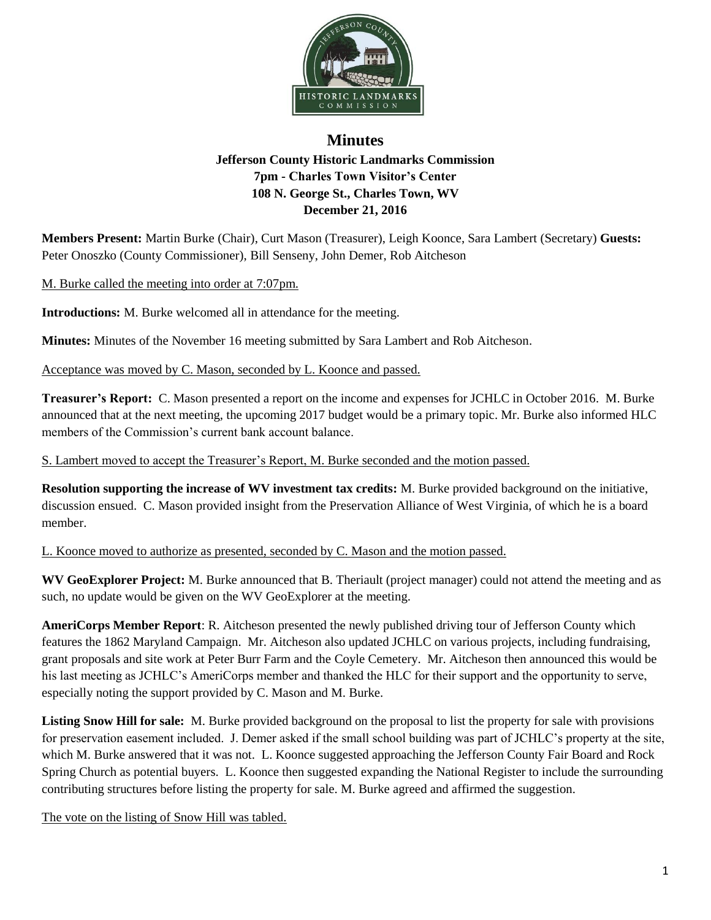# Minutes

**Jefferson County Historic Landmarks Commission**
**7pm - Charles Town Visitor's Center**
**108 N. George St., Charles Town, WV**
**December 21, 2016**

**Members Present:** Martin Burke (Chair), Curt Mason (Treasurer), Leigh Koonce, Sara Lambert (Secretary) **Guests:** Peter Onoszko (County Commissioner), Bill Senseny, John Demer, Rob Aitcheson

M. Burke called the meeting into order at 7:07pm.

**Introductions:** M. Burke welcomed all in attendance for the meeting.

**Minutes:** Minutes of the November 16 meeting submitted by Sara Lambert and Rob Aitcheson.

Acceptance was moved by C. Mason, seconded by L. Koonce and passed.

**Treasurer's Report:** C. Mason presented a report on the income and expenses for JCHLC in October 2016. M. Burke announced that at the next meeting, the upcoming 2017 budget would be a primary topic. Mr. Burke also informed HLC members of the Commission's current bank account balance.

S. Lambert moved to accept the Treasurer's Report, M. Burke seconded and the motion passed.

**Resolution supporting the increase of WV investment tax credits:** M. Burke provided background on the initiative, discussion ensued. C. Mason provided insight from the Preservation Alliance of West Virginia, of which he is a board member.

L. Koonce moved to authorize as presented, seconded by C. Mason and the motion passed.

**WV GeoExplorer Project:** M. Burke announced that B. Theriault (project manager) could not attend the meeting and as such, no update would be given on the WV GeoExplorer at the meeting.

**AmeriCorps Member Report**: R. Aitcheson presented the newly published driving tour of Jefferson County which features the 1862 Maryland Campaign. Mr. Aitcheson also updated JCHLC on various projects, including fundraising, grant proposals and site work at Peter Burr Farm and the Coyle Cemetery. Mr. Aitcheson then announced this would be his last meeting as JCHLC's AmeriCorps member and thanked the HLC for their support and the opportunity to serve, especially noting the support provided by C. Mason and M. Burke.

**Listing Snow Hill for sale:** M. Burke provided background on the proposal to list the property for sale with provisions for preservation easement included. J. Demer asked if the small school building was part of JCHLC's property at the site, which M. Burke answered that it was not. L. Koonce suggested approaching the Jefferson County Fair Board and Rock Spring Church as potential buyers. L. Koonce then suggested expanding the National Register to include the surrounding contributing structures before listing the property for sale. M. Burke agreed and affirmed the suggestion.

The vote on the listing of Snow Hill was tabled.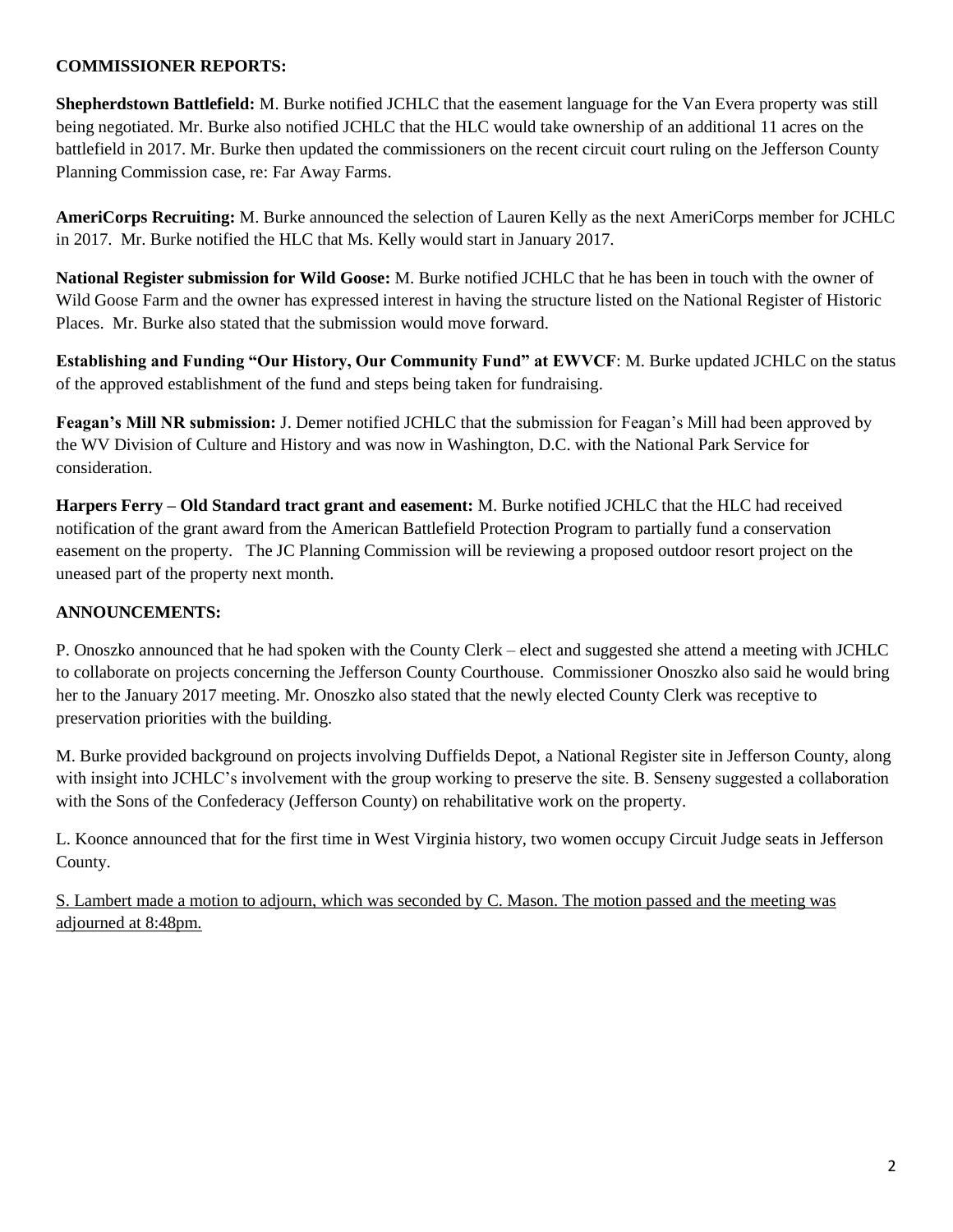**COMMISSIONER REPORTS:**

**Shepherdstown Battlefield:** M. Burke notified JCHLC that the easement language for the Van Evera property was still being negotiated. Mr. Burke also notified JCHLC that the HLC would take ownership of an additional 11 acres on the battlefield in 2017. Mr. Burke then updated the commissioners on the recent circuit court ruling on the Jefferson County Planning Commission case, re: Far Away Farms.

**AmeriCorps Recruiting:** M. Burke announced the selection of Lauren Kelly as the next AmeriCorps member for JCHLC in 2017. Mr. Burke notified the HLC that Ms. Kelly would start in January 2017.

**National Register submission for Wild Goose:** M. Burke notified JCHLC that he has been in touch with the owner of Wild Goose Farm and the owner has expressed interest in having the structure listed on the National Register of Historic Places. Mr. Burke also stated that the submission would move forward.

**Establishing and Funding "Our History, Our Community Fund" at EWVCF**: M. Burke updated JCHLC on the status of the approved establishment of the fund and steps being taken for fundraising.

**Feagan's Mill NR submission:** J. Demer notified JCHLC that the submission for Feagan's Mill had been approved by the WV Division of Culture and History and was now in Washington, D.C. with the National Park Service for consideration.

**Harpers Ferry – Old Standard tract grant and easement:** M. Burke notified JCHLC that the HLC had received notification of the grant award from the American Battlefield Protection Program to partially fund a conservation easement on the property. The JC Planning Commission will be reviewing a proposed outdoor resort project on the uneased part of the property next month.

**ANNOUNCEMENTS:**

P. Onoszko announced that he had spoken with the County Clerk – elect and suggested she attend a meeting with JCHLC to collaborate on projects concerning the Jefferson County Courthouse. Commissioner Onoszko also said he would bring her to the January 2017 meeting. Mr. Onoszko also stated that the newly elected County Clerk was receptive to preservation priorities with the building.

M. Burke provided background on projects involving Duffields Depot, a National Register site in Jefferson County, along with insight into JCHLC's involvement with the group working to preserve the site. B. Senseny suggested a collaboration with the Sons of the Confederacy (Jefferson County) on rehabilitative work on the property.

L. Koonce announced that for the first time in West Virginia history, two women occupy Circuit Judge seats in Jefferson County.

S. Lambert made a motion to adjourn, which was seconded by C. Mason. The motion passed and the meeting was adjourned at 8:48pm.